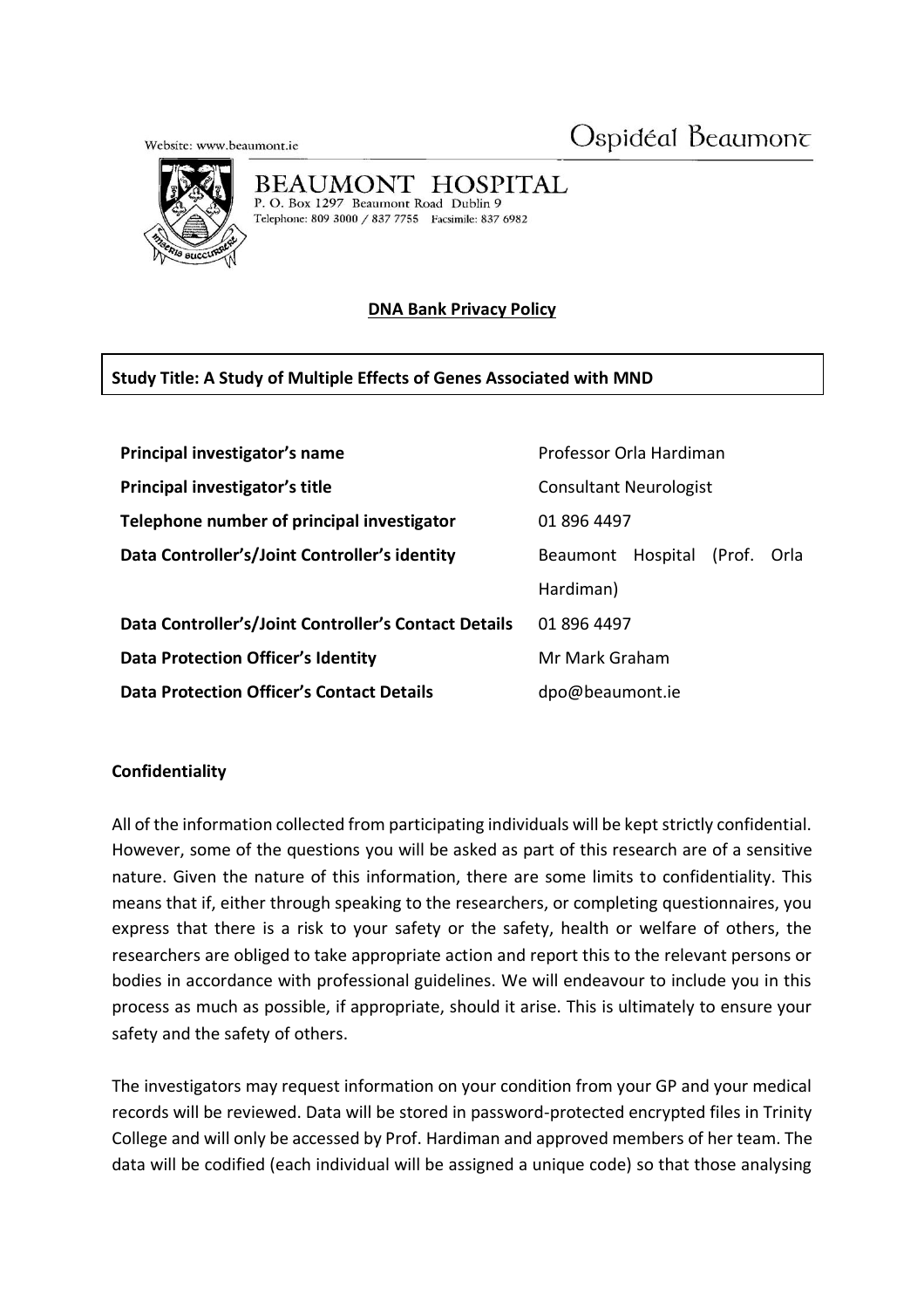Website: www.beaumont.ie

Ospidéal Beaumont

BEAUMONT HOSPITAL
P. O. Box 1297 Beaumont Road Dublin 9
Telephone: 809 3000 / 837 7755 Facsimile: 837 6982

**DNA Bank Privacy Policy**

**Study Title: A Study of Multiple Effects of Genes Associated with MND**

| | |
|---|---|
| **Principal investigator's name** | Professor Orla Hardiman |
| **Principal investigator's title** | Consultant Neurologist |
| **Telephone number of principal investigator** | 01 896 4497 |
| **Data Controller's/Joint Controller's identity** | Beaumont Hospital (Prof. Orla Hardiman) |
| **Data Controller's/Joint Controller's Contact Details** | 01 896 4497 |
| **Data Protection Officer's Identity** | Mr Mark Graham |
| **Data Protection Officer's Contact Details** | dpo@beaumont.ie |

**Confidentiality**

All of the information collected from participating individuals will be kept strictly confidential. However, some of the questions you will be asked as part of this research are of a sensitive nature. Given the nature of this information, there are some limits to confidentiality. This means that if, either through speaking to the researchers, or completing questionnaires, you express that there is a risk to your safety or the safety, health or welfare of others, the researchers are obliged to take appropriate action and report this to the relevant persons or bodies in accordance with professional guidelines. We will endeavour to include you in this process as much as possible, if appropriate, should it arise. This is ultimately to ensure your safety and the safety of others.

The investigators may request information on your condition from your GP and your medical records will be reviewed. Data will be stored in password-protected encrypted files in Trinity College and will only be accessed by Prof. Hardiman and approved members of her team. The data will be codified (each individual will be assigned a unique code) so that those analysing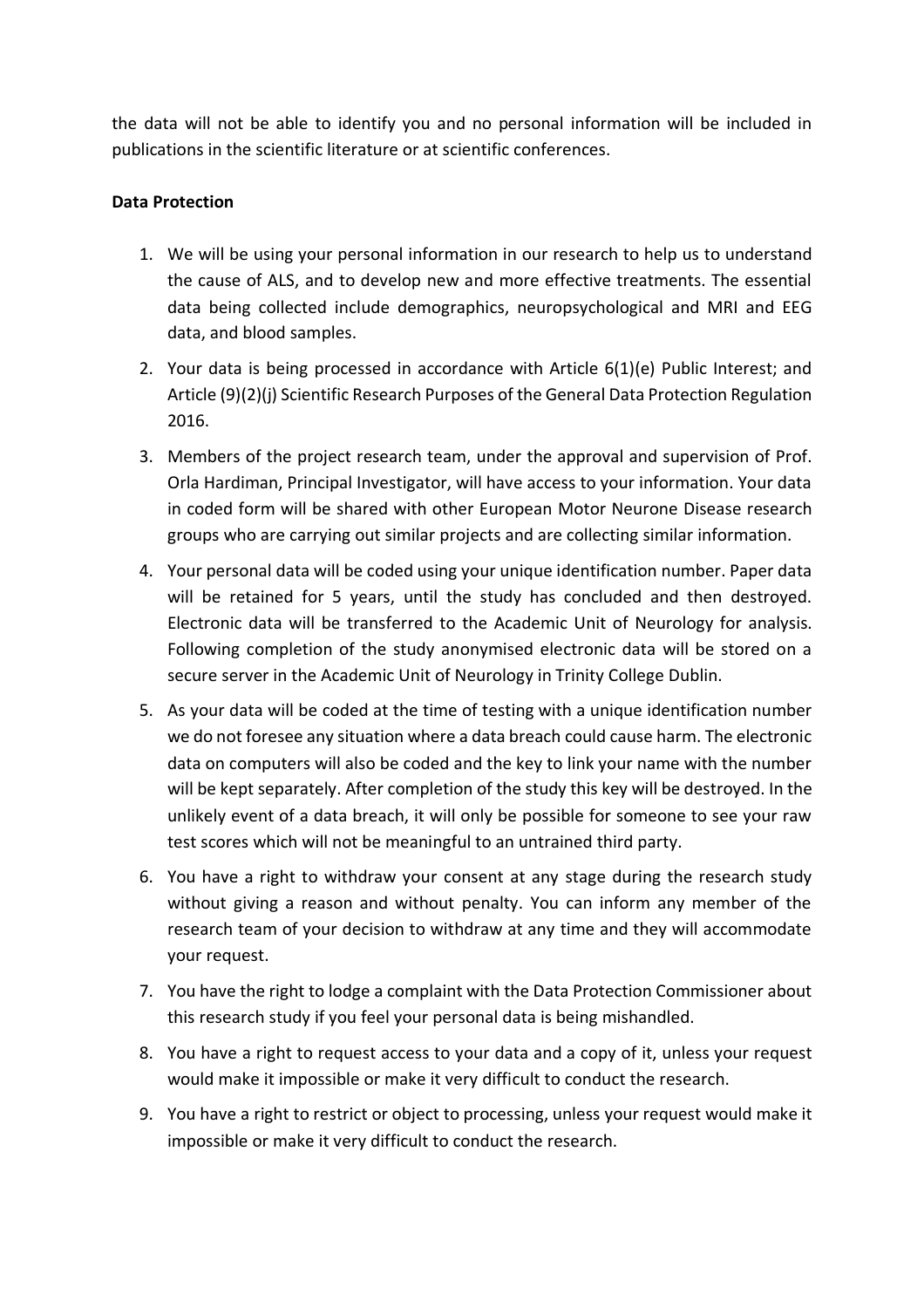the data will not be able to identify you and no personal information will be included in publications in the scientific literature or at scientific conferences.

**Data Protection**

1. We will be using your personal information in our research to help us to understand the cause of ALS, and to develop new and more effective treatments. The essential data being collected include demographics, neuropsychological and MRI and EEG data, and blood samples.
2. Your data is being processed in accordance with Article 6(1)(e) Public Interest; and Article (9)(2)(j) Scientific Research Purposes of the General Data Protection Regulation 2016.
3. Members of the project research team, under the approval and supervision of Prof. Orla Hardiman, Principal Investigator, will have access to your information. Your data in coded form will be shared with other European Motor Neurone Disease research groups who are carrying out similar projects and are collecting similar information.
4. Your personal data will be coded using your unique identification number. Paper data will be retained for 5 years, until the study has concluded and then destroyed. Electronic data will be transferred to the Academic Unit of Neurology for analysis. Following completion of the study anonymised electronic data will be stored on a secure server in the Academic Unit of Neurology in Trinity College Dublin.
5. As your data will be coded at the time of testing with a unique identification number we do not foresee any situation where a data breach could cause harm. The electronic data on computers will also be coded and the key to link your name with the number will be kept separately. After completion of the study this key will be destroyed. In the unlikely event of a data breach, it will only be possible for someone to see your raw test scores which will not be meaningful to an untrained third party.
6. You have a right to withdraw your consent at any stage during the research study without giving a reason and without penalty. You can inform any member of the research team of your decision to withdraw at any time and they will accommodate your request.
7. You have the right to lodge a complaint with the Data Protection Commissioner about this research study if you feel your personal data is being mishandled.
8. You have a right to request access to your data and a copy of it, unless your request would make it impossible or make it very difficult to conduct the research.
9. You have a right to restrict or object to processing, unless your request would make it impossible or make it very difficult to conduct the research.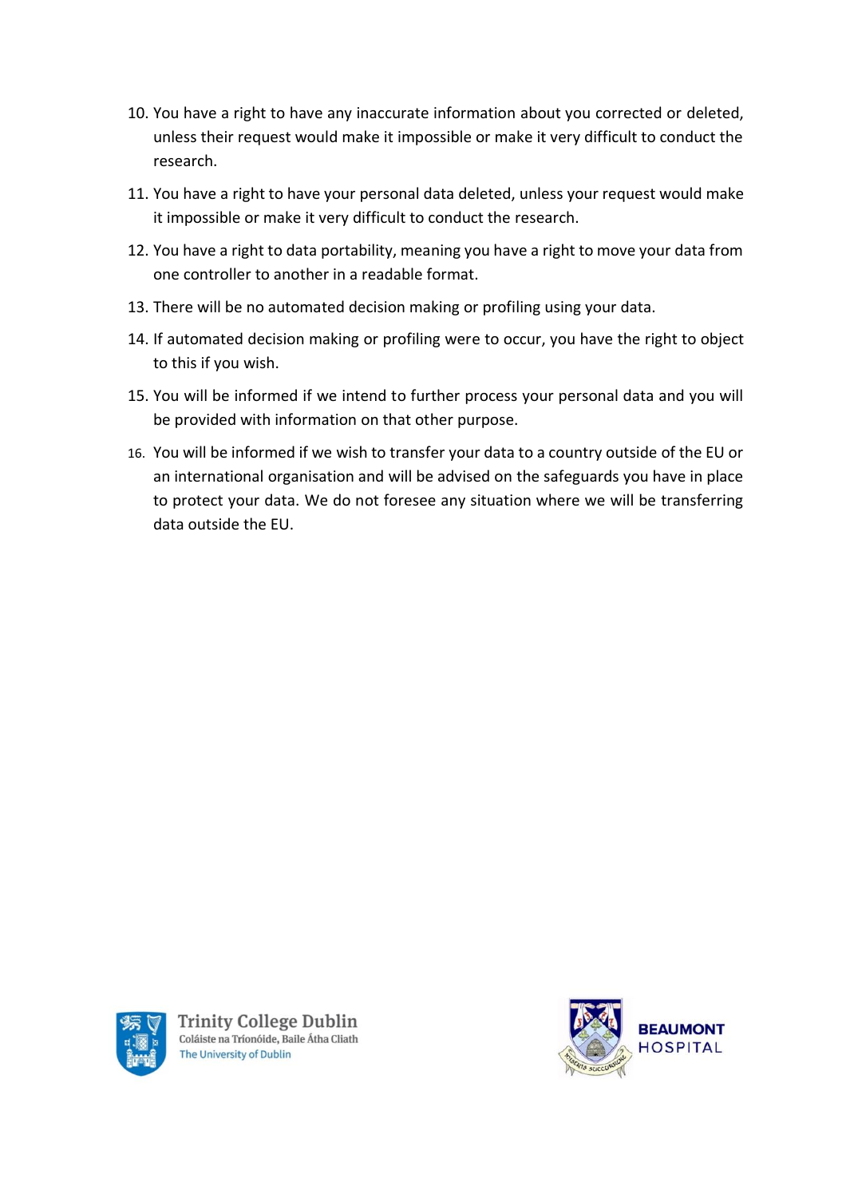10. You have a right to have any inaccurate information about you corrected or deleted, unless their request would make it impossible or make it very difficult to conduct the research.
11. You have a right to have your personal data deleted, unless your request would make it impossible or make it very difficult to conduct the research.
12. You have a right to data portability, meaning you have a right to move your data from one controller to another in a readable format.
13. There will be no automated decision making or profiling using your data.
14. If automated decision making or profiling were to occur, you have the right to object to this if you wish.
15. You will be informed if we intend to further process your personal data and you will be provided with information on that other purpose.
16. You will be informed if we wish to transfer your data to a country outside of the EU or an international organisation and will be advised on the safeguards you have in place to protect your data. We do not foresee any situation where we will be transferring data outside the EU.